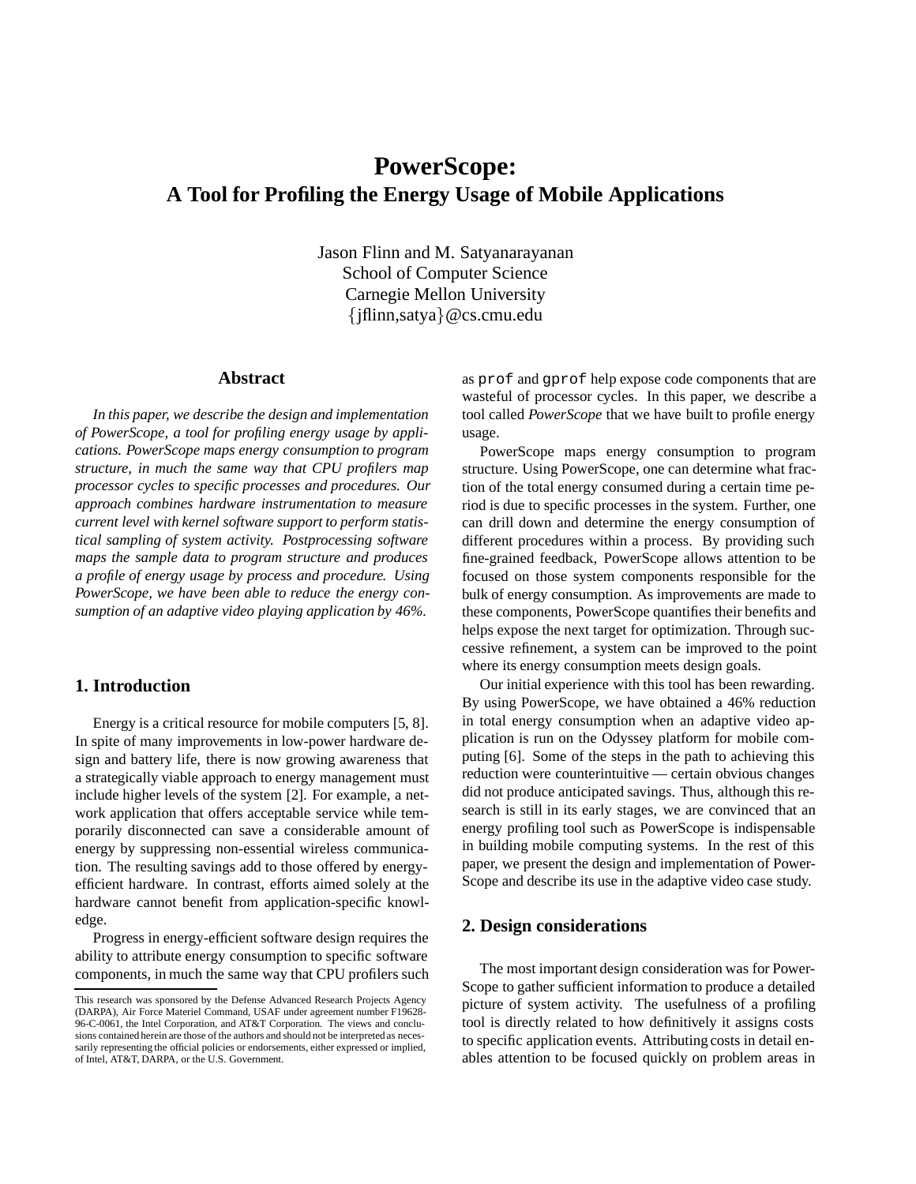# PowerScope:
## A Tool for Profiling the Energy Usage of Mobile Applications

Jason Flinn and M. Satyanarayanan
School of Computer Science
Carnegie Mellon University
{jflinn,satya}@cs.cmu.edu

### Abstract

*In this paper, we describe the design and implementation of PowerScope, a tool for profiling energy usage by applications. PowerScope maps energy consumption to program structure, in much the same way that CPU profilers map processor cycles to specific processes and procedures. Our approach combines hardware instrumentation to measure current level with kernel software support to perform statistical sampling of system activity. Postprocessing software maps the sample data to program structure and produces a profile of energy usage by process and procedure. Using PowerScope, we have been able to reduce the energy consumption of an adaptive video playing application by 46%.*

## 1. Introduction

Energy is a critical resource for mobile computers [5, 8]. In spite of many improvements in low-power hardware design and battery life, there is now growing awareness that a strategically viable approach to energy management must include higher levels of the system [2]. For example, a network application that offers acceptable service while temporarily disconnected can save a considerable amount of energy by suppressing non-essential wireless communication. The resulting savings add to those offered by energy-efficient hardware. In contrast, efforts aimed solely at the hardware cannot benefit from application-specific knowledge.

Progress in energy-efficient software design requires the ability to attribute energy consumption to specific software components, in much the same way that CPU profilers such as `prof` and `gprof` help expose code components that are wasteful of processor cycles. In this paper, we describe a tool called *PowerScope* that we have built to profile energy usage.

PowerScope maps energy consumption to program structure. Using PowerScope, one can determine what fraction of the total energy consumed during a certain time period is due to specific processes in the system. Further, one can drill down and determine the energy consumption of different procedures within a process. By providing such fine-grained feedback, PowerScope allows attention to be focused on those system components responsible for the bulk of energy consumption. As improvements are made to these components, PowerScope quantifies their benefits and helps expose the next target for optimization. Through successive refinement, a system can be improved to the point where its energy consumption meets design goals.

Our initial experience with this tool has been rewarding. By using PowerScope, we have obtained a 46% reduction in total energy consumption when an adaptive video application is run on the Odyssey platform for mobile computing [6]. Some of the steps in the path to achieving this reduction were counterintuitive — certain obvious changes did not produce anticipated savings. Thus, although this research is still in its early stages, we are convinced that an energy profiling tool such as PowerScope is indispensable in building mobile computing systems. In the rest of this paper, we present the design and implementation of PowerScope and describe its use in the adaptive video case study.

## 2. Design considerations

The most important design consideration was for PowerScope to gather sufficient information to produce a detailed picture of system activity. The usefulness of a profiling tool is directly related to how definitively it assigns costs to specific application events. Attributing costs in detail enables attention to be focused quickly on problem areas in

This research was sponsored by the Defense Advanced Research Projects Agency (DARPA), Air Force Materiel Command, USAF under agreement number F19628-96-C-0061, the Intel Corporation, and AT&T Corporation. The views and conclusions contained herein are those of the authors and should not be interpreted as necessarily representing the official policies or endorsements, either expressed or implied, of Intel, AT&T, DARPA, or the U.S. Government.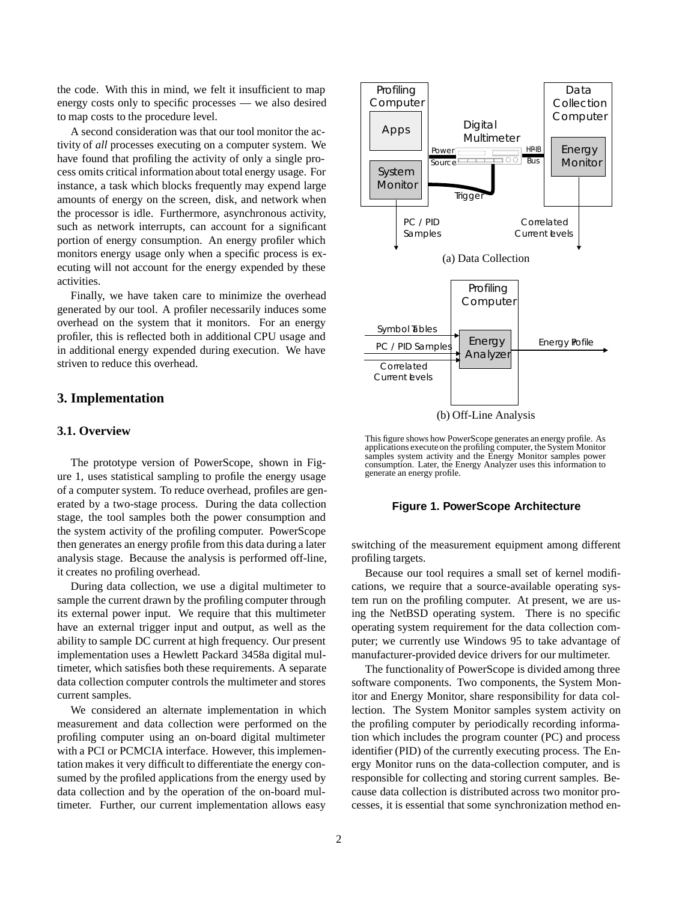the code. With this in mind, we felt it insufficient to map energy costs only to specific processes — we also desired to map costs to the procedure level.

A second consideration was that our tool monitor the activity of *all* processes executing on a computer system. We have found that profiling the activity of only a single process omits critical information about total energy usage. For instance, a task which blocks frequently may expend large amounts of energy on the screen, disk, and network when the processor is idle. Furthermore, asynchronous activity, such as network interrupts, can account for a significant portion of energy consumption. An energy profiler which monitors energy usage only when a specific process is executing will not account for the energy expended by these activities.

Finally, we have taken care to minimize the overhead generated by our tool. A profiler necessarily induces some overhead on the system that it monitors. For an energy profiler, this is reflected both in additional CPU usage and in additional energy expended during execution. We have striven to reduce this overhead.

## 3. Implementation

### 3.1. Overview

The prototype version of PowerScope, shown in Figure 1, uses statistical sampling to profile the energy usage of a computer system. To reduce overhead, profiles are generated by a two-stage process. During the data collection stage, the tool samples both the power consumption and the system activity of the profiling computer. PowerScope then generates an energy profile from this data during a later analysis stage. Because the analysis is performed off-line, it creates no profiling overhead.

During data collection, we use a digital multimeter to sample the current drawn by the profiling computer through its external power input. We require that this multimeter have an external trigger input and output, as well as the ability to sample DC current at high frequency. Our present implementation uses a Hewlett Packard 3458a digital multimeter, which satisfies both these requirements. A separate data collection computer controls the multimeter and stores current samples.

We considered an alternate implementation in which measurement and data collection were performed on the profiling computer using an on-board digital multimeter with a PCI or PCMCIA interface. However, this implementation makes it very difficult to differentiate the energy consumed by the profiled applications from the energy used by data collection and by the operation of the on-board multimeter. Further, our current implementation allows easy switching of the measurement equipment among different profiling targets.

(a) Data Collection

(b) Off-Line Analysis

This figure shows how PowerScope generates an energy profile. As applications execute on the profiling computer, the System Monitor samples system activity and the Energy Monitor samples power consumption. Later, the Energy Analyzer uses this information to generate an energy profile.

**Figure 1. PowerScope Architecture**

Because our tool requires a small set of kernel modifications, we require that a source-available operating system run on the profiling computer. At present, we are using the NetBSD operating system. There is no specific operating system requirement for the data collection computer; we currently use Windows 95 to take advantage of manufacturer-provided device drivers for our multimeter.

The functionality of PowerScope is divided among three software components. Two components, the System Monitor and Energy Monitor, share responsibility for data collection. The System Monitor samples system activity on the profiling computer by periodically recording information which includes the program counter (PC) and process identifier (PID) of the currently executing process. The Energy Monitor runs on the data-collection computer, and is responsible for collecting and storing current samples. Because data collection is distributed across two monitor processes, it is essential that some synchronization method en-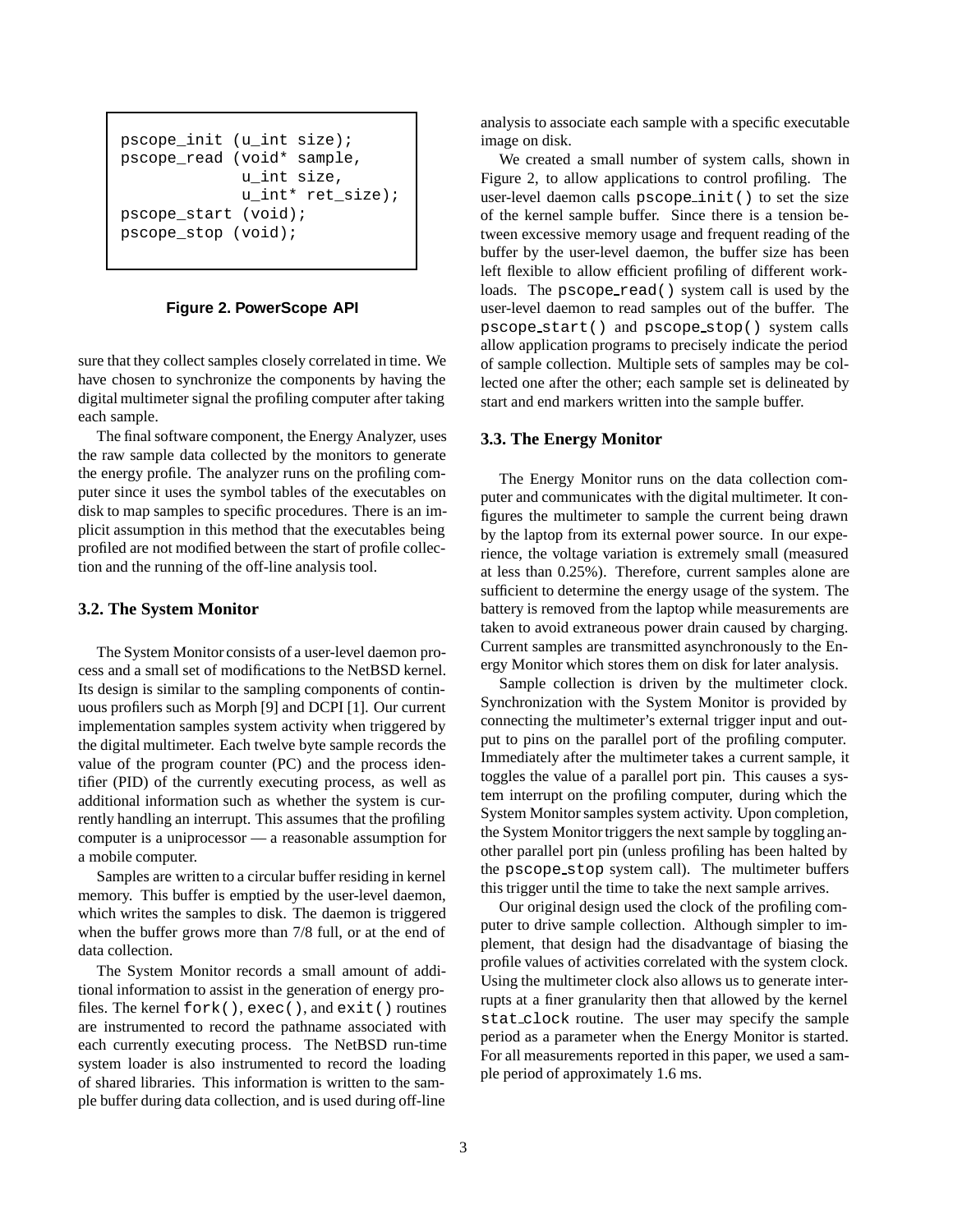```
pscope_init (u_int size);
pscope_read (void* sample,
             u_int size,
             u_int* ret_size);
pscope_start (void);
pscope_stop (void);
```

**Figure 2. PowerScope API**

sure that they collect samples closely correlated in time. We have chosen to synchronize the components by having the digital multimeter signal the profiling computer after taking each sample.

The final software component, the Energy Analyzer, uses the raw sample data collected by the monitors to generate the energy profile. The analyzer runs on the profiling computer since it uses the symbol tables of the executables on disk to map samples to specific procedures. There is an implicit assumption in this method that the executables being profiled are not modified between the start of profile collection and the running of the off-line analysis tool.

### 3.2. The System Monitor

The System Monitor consists of a user-level daemon process and a small set of modifications to the NetBSD kernel. Its design is similar to the sampling components of continuous profilers such as Morph [9] and DCPI [1]. Our current implementation samples system activity when triggered by the digital multimeter. Each twelve byte sample records the value of the program counter (PC) and the process identifier (PID) of the currently executing process, as well as additional information such as whether the system is currently handling an interrupt. This assumes that the profiling computer is a uniprocessor — a reasonable assumption for a mobile computer.

Samples are written to a circular buffer residing in kernel memory. This buffer is emptied by the user-level daemon, which writes the samples to disk. The daemon is triggered when the buffer grows more than 7/8 full, or at the end of data collection.

The System Monitor records a small amount of additional information to assist in the generation of energy profiles. The kernel `fork()`, `exec()`, and `exit()` routines are instrumented to record the pathname associated with each currently executing process. The NetBSD run-time system loader is also instrumented to record the loading of shared libraries. This information is written to the sample buffer during data collection, and is used during off-line analysis to associate each sample with a specific executable image on disk.

We created a small number of system calls, shown in Figure 2, to allow applications to control profiling. The user-level daemon calls `pscope_init()` to set the size of the kernel sample buffer. Since there is a tension between excessive memory usage and frequent reading of the buffer by the user-level daemon, the buffer size has been left flexible to allow efficient profiling of different workloads. The `pscope_read()` system call is used by the user-level daemon to read samples out of the buffer. The `pscope_start()` and `pscope_stop()` system calls allow application programs to precisely indicate the period of sample collection. Multiple sets of samples may be collected one after the other; each sample set is delineated by start and end markers written into the sample buffer.

### 3.3. The Energy Monitor

The Energy Monitor runs on the data collection computer and communicates with the digital multimeter. It configures the multimeter to sample the current being drawn by the laptop from its external power source. In our experience, the voltage variation is extremely small (measured at less than 0.25%). Therefore, current samples alone are sufficient to determine the energy usage of the system. The battery is removed from the laptop while measurements are taken to avoid extraneous power drain caused by charging. Current samples are transmitted asynchronously to the Energy Monitor which stores them on disk for later analysis.

Sample collection is driven by the multimeter clock. Synchronization with the System Monitor is provided by connecting the multimeter's external trigger input and output to pins on the parallel port of the profiling computer. Immediately after the multimeter takes a current sample, it toggles the value of a parallel port pin. This causes a system interrupt on the profiling computer, during which the System Monitor samples system activity. Upon completion, the System Monitor triggers the next sample by toggling another parallel port pin (unless profiling has been halted by the `pscope_stop` system call). The multimeter buffers this trigger until the time to take the next sample arrives.

Our original design used the clock of the profiling computer to drive sample collection. Although simpler to implement, that design had the disadvantage of biasing the profile values of activities correlated with the system clock. Using the multimeter clock also allows us to generate interrupts at a finer granularity then that allowed by the kernel `stat_clock` routine. The user may specify the sample period as a parameter when the Energy Monitor is started. For all measurements reported in this paper, we used a sample period of approximately 1.6 ms.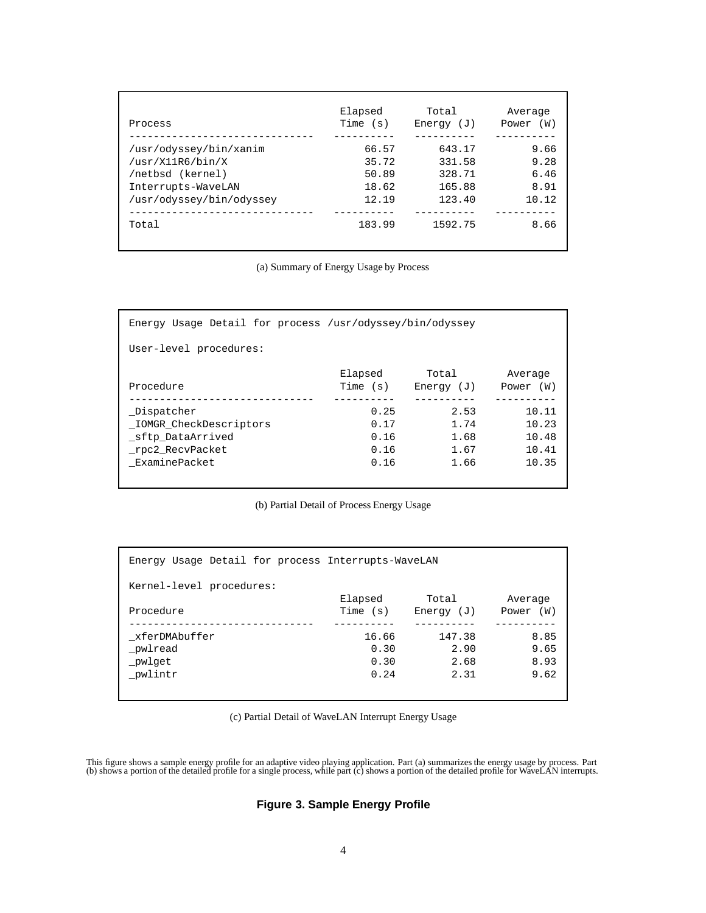| Process | Elapsed Time (s) | Total Energy (J) | Average Power (W) |
|---|---|---|---|
| /usr/odyssey/bin/xanim | 66.57 | 643.17 | 9.66 |
| /usr/X11R6/bin/X | 35.72 | 331.58 | 9.28 |
| /netbsd (kernel) | 50.89 | 328.71 | 6.46 |
| Interrupts-WaveLAN | 18.62 | 165.88 | 8.91 |
| /usr/odyssey/bin/odyssey | 12.19 | 123.40 | 10.12 |
| Total | 183.99 | 1592.75 | 8.66 |

(a) Summary of Energy Usage by Process

Energy Usage Detail for process /usr/odyssey/bin/odyssey

User-level procedures:

| Procedure | Elapsed Time (s) | Total Energy (J) | Average Power (W) |
|---|---|---|---|
| _Dispatcher | 0.25 | 2.53 | 10.11 |
| _IOMGR_CheckDescriptors | 0.17 | 1.74 | 10.23 |
| _sftp_DataArrived | 0.16 | 1.68 | 10.48 |
| _rpc2_RecvPacket | 0.16 | 1.67 | 10.41 |
| _ExaminePacket | 0.16 | 1.66 | 10.35 |

(b) Partial Detail of Process Energy Usage

Energy Usage Detail for process Interrupts-WaveLAN

Kernel-level procedures:

| Procedure | Elapsed Time (s) | Total Energy (J) | Average Power (W) |
|---|---|---|---|
| _xferDMAbuffer | 16.66 | 147.38 | 8.85 |
| _pwlread | 0.30 | 2.90 | 9.65 |
| _pwlget | 0.30 | 2.68 | 8.93 |
| _pwlintr | 0.24 | 2.31 | 9.62 |

(c) Partial Detail of WaveLAN Interrupt Energy Usage

This figure shows a sample energy profile for an adaptive video playing application. Part (a) summarizes the energy usage by process. Part (b) shows a portion of the detailed profile for a single process, while part (c) shows a portion of the detailed profile for WaveLAN interrupts.

**Figure 3. Sample Energy Profile**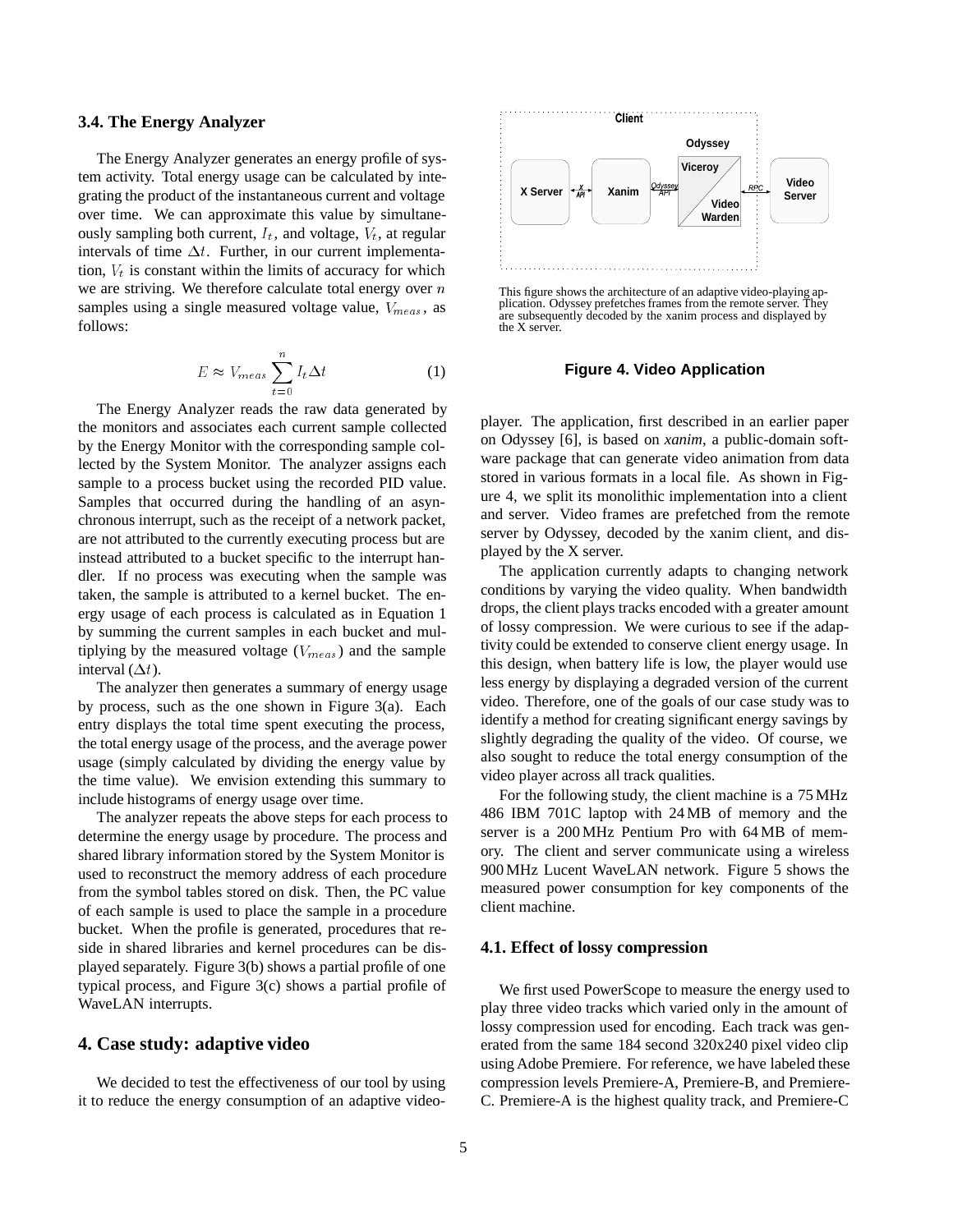### 3.4. The Energy Analyzer

The Energy Analyzer generates an energy profile of system activity. Total energy usage can be calculated by integrating the product of the instantaneous current and voltage over time. We can approximate this value by simultaneously sampling both current, $I_t$, and voltage, $V_t$, at regular intervals of time $\Delta t$. Further, in our current implementation, $V_t$ is constant within the limits of accuracy for which we are striving. We therefore calculate total energy over $n$ samples using a single measured voltage value, $V_{meas}$, as follows:

$$E \approx V_{meas} \sum_{t=0}^{n} I_t \Delta t \quad (1)$$

The Energy Analyzer reads the raw data generated by the monitors and associates each current sample collected by the Energy Monitor with the corresponding sample collected by the System Monitor. The analyzer assigns each sample to a process bucket using the recorded PID value. Samples that occurred during the handling of an asynchronous interrupt, such as the receipt of a network packet, are not attributed to the currently executing process but are instead attributed to a bucket specific to the interrupt handler. If no process was executing when the sample was taken, the sample is attributed to a kernel bucket. The energy usage of each process is calculated as in Equation 1 by summing the current samples in each bucket and multiplying by the measured voltage ($V_{meas}$) and the sample interval ($\Delta t$).

The analyzer then generates a summary of energy usage by process, such as the one shown in Figure 3(a). Each entry displays the total time spent executing the process, the total energy usage of the process, and the average power usage (simply calculated by dividing the energy value by the time value). We envision extending this summary to include histograms of energy usage over time.

The analyzer repeats the above steps for each process to determine the energy usage by procedure. The process and shared library information stored by the System Monitor is used to reconstruct the memory address of each procedure from the symbol tables stored on disk. Then, the PC value of each sample is used to place the sample in a procedure bucket. When the profile is generated, procedures that reside in shared libraries and kernel procedures can be displayed separately. Figure 3(b) shows a partial profile of one typical process, and Figure 3(c) shows a partial profile of WaveLAN interrupts.

## 4. Case study: adaptive video

We decided to test the effectiveness of our tool by using it to reduce the energy consumption of an adaptive video-player. The application, first described in an earlier paper on Odyssey [6], is based on *xanim*, a public-domain software package that can generate video animation from data stored in various formats in a local file. As shown in Figure 4, we split its monolithic implementation into a client and server. Video frames are prefetched from the remote server by Odyssey, decoded by the xanim client, and displayed by the X server.

Client: X Server ↔ (X API) ↔ Xanim ↔ (Odyssey API) ↔ Odyssey [Viceroy / Video Warden] ↔ (RPC) ↔ Video Server

This figure shows the architecture of an adaptive video-playing application. Odyssey prefetches frames from the remote server. They are subsequently decoded by the xanim process and displayed by the X server.

**Figure 4. Video Application**

The application currently adapts to changing network conditions by varying the video quality. When bandwidth drops, the client plays tracks encoded with a greater amount of lossy compression. We were curious to see if the adaptivity could be extended to conserve client energy usage. In this design, when battery life is low, the player would use less energy by displaying a degraded version of the current video. Therefore, one of the goals of our case study was to identify a method for creating significant energy savings by slightly degrading the quality of the video. Of course, we also sought to reduce the total energy consumption of the video player across all track qualities.

For the following study, the client machine is a 75 MHz 486 IBM 701C laptop with 24 MB of memory and the server is a 200 MHz Pentium Pro with 64 MB of memory. The client and server communicate using a wireless 900 MHz Lucent WaveLAN network. Figure 5 shows the measured power consumption for key components of the client machine.

### 4.1. Effect of lossy compression

We first used PowerScope to measure the energy used to play three video tracks which varied only in the amount of lossy compression used for encoding. Each track was generated from the same 184 second 320x240 pixel video clip using Adobe Premiere. For reference, we have labeled these compression levels Premiere-A, Premiere-B, and Premiere-C. Premiere-A is the highest quality track, and Premiere-C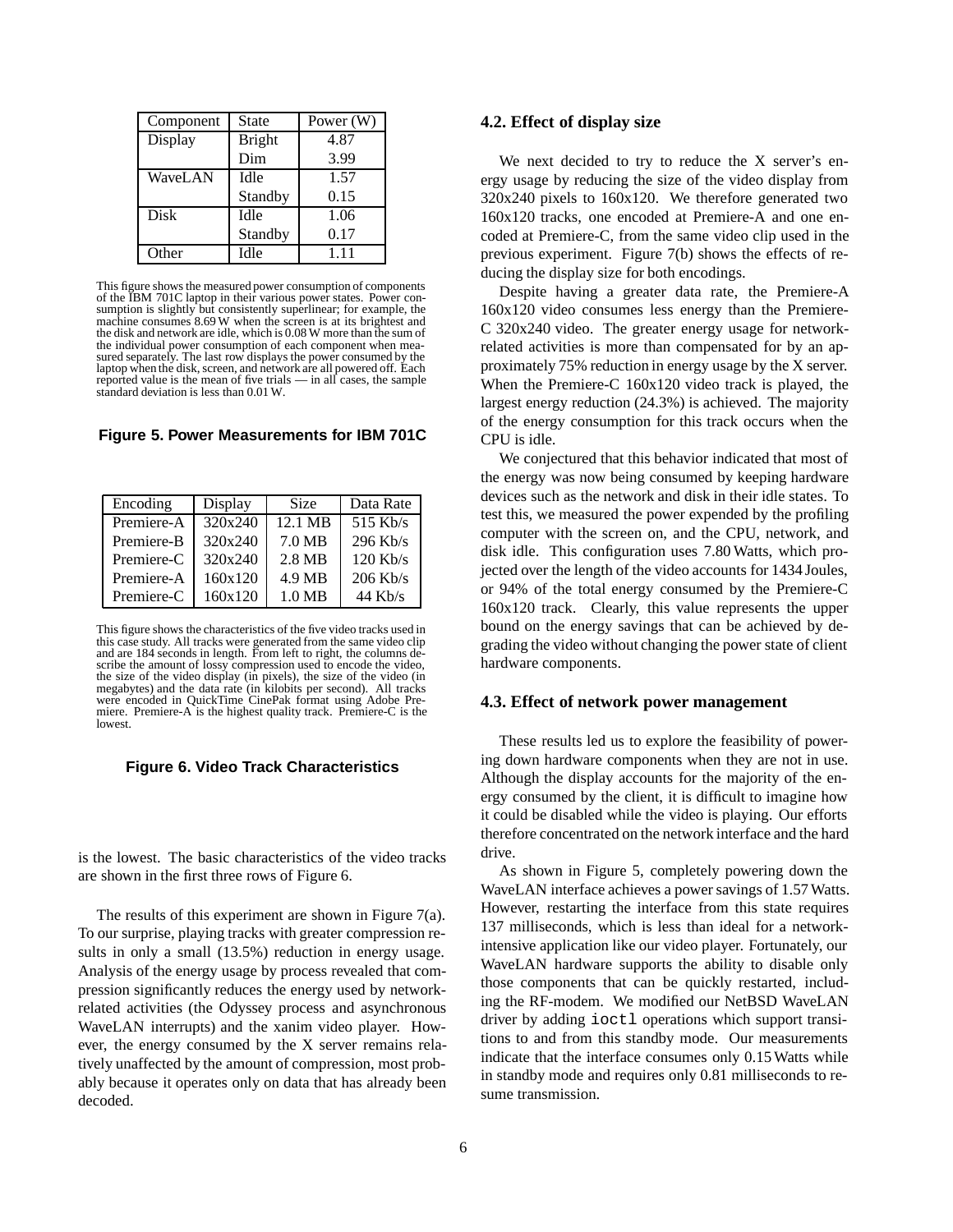| Component | State | Power (W) |
|---|---|---|
| Display | Bright | 4.87 |
| | Dim | 3.99 |
| WaveLAN | Idle | 1.57 |
| | Standby | 0.15 |
| Disk | Idle | 1.06 |
| | Standby | 0.17 |
| Other | Idle | 1.11 |

This figure shows the measured power consumption of components of the IBM 701C laptop in their various power states. Power consumption is slightly but consistently superlinear; for example, the machine consumes 8.69 W when the screen is at its brightest and the disk and network are idle, which is 0.08 W more than the sum of the individual power consumption of each component when measured separately. The last row displays the power consumed by the laptop when the disk, screen, and network are all powered off. Each reported value is the mean of five trials — in all cases, the sample standard deviation is less than 0.01 W.

**Figure 5. Power Measurements for IBM 701C**

| Encoding | Display | Size | Data Rate |
|---|---|---|---|
| Premiere-A | 320x240 | 12.1 MB | 515 Kb/s |
| Premiere-B | 320x240 | 7.0 MB | 296 Kb/s |
| Premiere-C | 320x240 | 2.8 MB | 120 Kb/s |
| Premiere-A | 160x120 | 4.9 MB | 206 Kb/s |
| Premiere-C | 160x120 | 1.0 MB | 44 Kb/s |

This figure shows the characteristics of the five video tracks used in this case study. All tracks were generated from the same video clip and are 184 seconds in length. From left to right, the columns describe the amount of lossy compression used to encode the video, the size of the video display (in pixels), the size of the video (in megabytes) and the data rate (in kilobits per second). All tracks were encoded in QuickTime CinePak format using Adobe Premiere. Premiere-A is the highest quality track. Premiere-C is the lowest.

**Figure 6. Video Track Characteristics**

is the lowest. The basic characteristics of the video tracks are shown in the first three rows of Figure 6.

The results of this experiment are shown in Figure 7(a). To our surprise, playing tracks with greater compression results in only a small (13.5%) reduction in energy usage. Analysis of the energy usage by process revealed that compression significantly reduces the energy used by network-related activities (the Odyssey process and asynchronous WaveLAN interrupts) and the xanim video player. However, the energy consumed by the X server remains relatively unaffected by the amount of compression, most probably because it operates only on data that has already been decoded.

### 4.2. Effect of display size

We next decided to try to reduce the X server's energy usage by reducing the size of the video display from 320x240 pixels to 160x120. We therefore generated two 160x120 tracks, one encoded at Premiere-A and one encoded at Premiere-C, from the same video clip used in the previous experiment. Figure 7(b) shows the effects of reducing the display size for both encodings.

Despite having a greater data rate, the Premiere-A 160x120 video consumes less energy than the Premiere-C 320x240 video. The greater energy usage for network-related activities is more than compensated for by an approximately 75% reduction in energy usage by the X server. When the Premiere-C 160x120 video track is played, the largest energy reduction (24.3%) is achieved. The majority of the energy consumption for this track occurs when the CPU is idle.

We conjectured that this behavior indicated that most of the energy was now being consumed by keeping hardware devices such as the network and disk in their idle states. To test this, we measured the power expended by the profiling computer with the screen on, and the CPU, network, and disk idle. This configuration uses 7.80 Watts, which projected over the length of the video accounts for 1434 Joules, or 94% of the total energy consumed by the Premiere-C 160x120 track. Clearly, this value represents the upper bound on the energy savings that can be achieved by degrading the video without changing the power state of client hardware components.

### 4.3. Effect of network power management

These results led us to explore the feasibility of powering down hardware components when they are not in use. Although the display accounts for the majority of the energy consumed by the client, it is difficult to imagine how it could be disabled while the video is playing. Our efforts therefore concentrated on the network interface and the hard drive.

As shown in Figure 5, completely powering down the WaveLAN interface achieves a power savings of 1.57 Watts. However, restarting the interface from this state requires 137 milliseconds, which is less than ideal for a network-intensive application like our video player. Fortunately, our WaveLAN hardware supports the ability to disable only those components that can be quickly restarted, including the RF-modem. We modified our NetBSD WaveLAN driver by adding `ioctl` operations which support transitions to and from this standby mode. Our measurements indicate that the interface consumes only 0.15 Watts while in standby mode and requires only 0.81 milliseconds to resume transmission.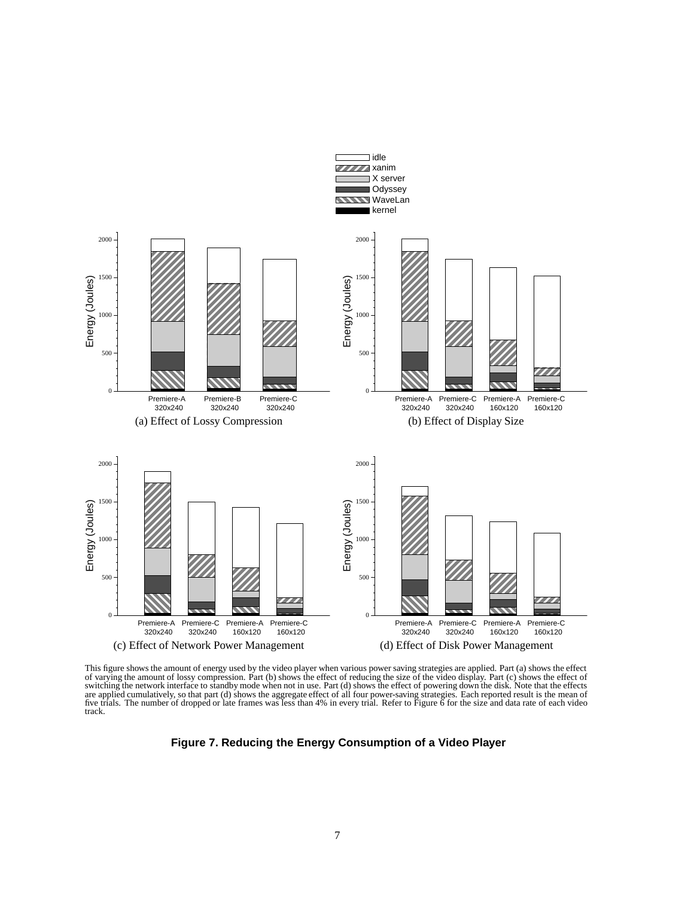(a) Effect of Lossy Compression

(b) Effect of Display Size

(c) Effect of Network Power Management

(d) Effect of Disk Power Management

This figure shows the amount of energy used by the video player when various power saving strategies are applied. Part (a) shows the effect of varying the amount of lossy compression. Part (b) shows the effect of reducing the size of the video display. Part (c) shows the effect of switching the network interface to standby mode when not in use. Part (d) shows the effect of powering down the disk. Note that the effects are applied cumulatively, so that part (d) shows the aggregate effect of all four power-saving strategies. Each reported result is the mean of five trials. The number of dropped or late frames was less than 4% in every trial. Refer to Figure 6 for the size and data rate of each video track.

**Figure 7. Reducing the Energy Consumption of a Video Player**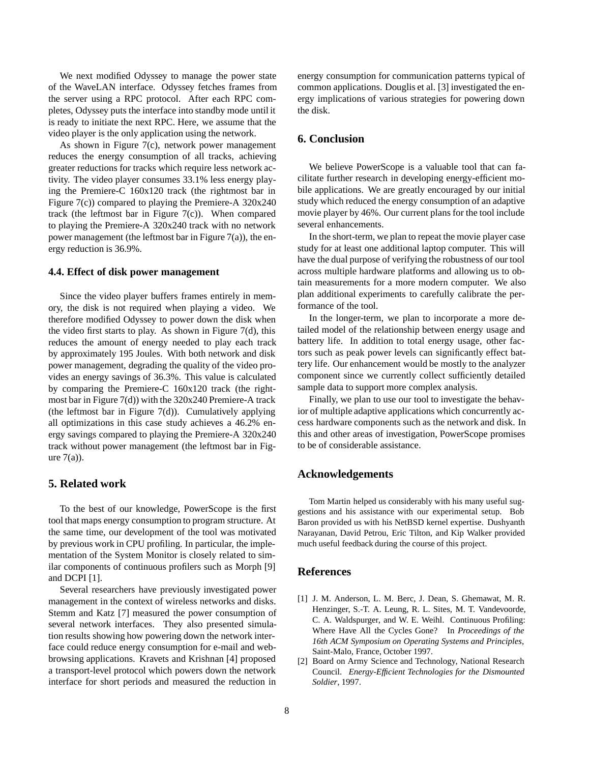We next modified Odyssey to manage the power state of the WaveLAN interface. Odyssey fetches frames from the server using a RPC protocol. After each RPC completes, Odyssey puts the interface into standby mode until it is ready to initiate the next RPC. Here, we assume that the video player is the only application using the network.

As shown in Figure 7(c), network power management reduces the energy consumption of all tracks, achieving greater reductions for tracks which require less network activity. The video player consumes 33.1% less energy playing the Premiere-C 160x120 track (the rightmost bar in Figure 7(c)) compared to playing the Premiere-A 320x240 track (the leftmost bar in Figure 7(c)). When compared to playing the Premiere-A 320x240 track with no network power management (the leftmost bar in Figure 7(a)), the energy reduction is 36.9%.

### 4.4. Effect of disk power management

Since the video player buffers frames entirely in memory, the disk is not required when playing a video. We therefore modified Odyssey to power down the disk when the video first starts to play. As shown in Figure 7(d), this reduces the amount of energy needed to play each track by approximately 195 Joules. With both network and disk power management, degrading the quality of the video provides an energy savings of 36.3%. This value is calculated by comparing the Premiere-C 160x120 track (the rightmost bar in Figure 7(d)) with the 320x240 Premiere-A track (the leftmost bar in Figure 7(d)). Cumulatively applying all optimizations in this case study achieves a 46.2% energy savings compared to playing the Premiere-A 320x240 track without power management (the leftmost bar in Figure 7(a)).

## 5. Related work

To the best of our knowledge, PowerScope is the first tool that maps energy consumption to program structure. At the same time, our development of the tool was motivated by previous work in CPU profiling. In particular, the implementation of the System Monitor is closely related to similar components of continuous profilers such as Morph [9] and DCPI [1].

Several researchers have previously investigated power management in the context of wireless networks and disks. Stemm and Katz [7] measured the power consumption of several network interfaces. They also presented simulation results showing how powering down the network interface could reduce energy consumption for e-mail and web-browsing applications. Kravets and Krishnan [4] proposed a transport-level protocol which powers down the network interface for short periods and measured the reduction in energy consumption for communication patterns typical of common applications. Douglis et al. [3] investigated the energy implications of various strategies for powering down the disk.

## 6. Conclusion

We believe PowerScope is a valuable tool that can facilitate further research in developing energy-efficient mobile applications. We are greatly encouraged by our initial study which reduced the energy consumption of an adaptive movie player by 46%. Our current plans for the tool include several enhancements.

In the short-term, we plan to repeat the movie player case study for at least one additional laptop computer. This will have the dual purpose of verifying the robustness of our tool across multiple hardware platforms and allowing us to obtain measurements for a more modern computer. We also plan additional experiments to carefully calibrate the performance of the tool.

In the longer-term, we plan to incorporate a more detailed model of the relationship between energy usage and battery life. In addition to total energy usage, other factors such as peak power levels can significantly effect battery life. Our enhancement would be mostly to the analyzer component since we currently collect sufficiently detailed sample data to support more complex analysis.

Finally, we plan to use our tool to investigate the behavior of multiple adaptive applications which concurrently access hardware components such as the network and disk. In this and other areas of investigation, PowerScope promises to be of considerable assistance.

## Acknowledgements

Tom Martin helped us considerably with his many useful suggestions and his assistance with our experimental setup. Bob Baron provided us with his NetBSD kernel expertise. Dushyanth Narayanan, David Petrou, Eric Tilton, and Kip Walker provided much useful feedback during the course of this project.

## References

[1] J. M. Anderson, L. M. Berc, J. Dean, S. Ghemawat, M. R. Henzinger, S.-T. A. Leung, R. L. Sites, M. T. Vandevoorde, C. A. Waldspurger, and W. E. Weihl. Continuous Profiling: Where Have All the Cycles Gone? In *Proceedings of the 16th ACM Symposium on Operating Systems and Principles*, Saint-Malo, France, October 1997.

[2] Board on Army Science and Technology, National Research Council. *Energy-Efficient Technologies for the Dismounted Soldier*, 1997.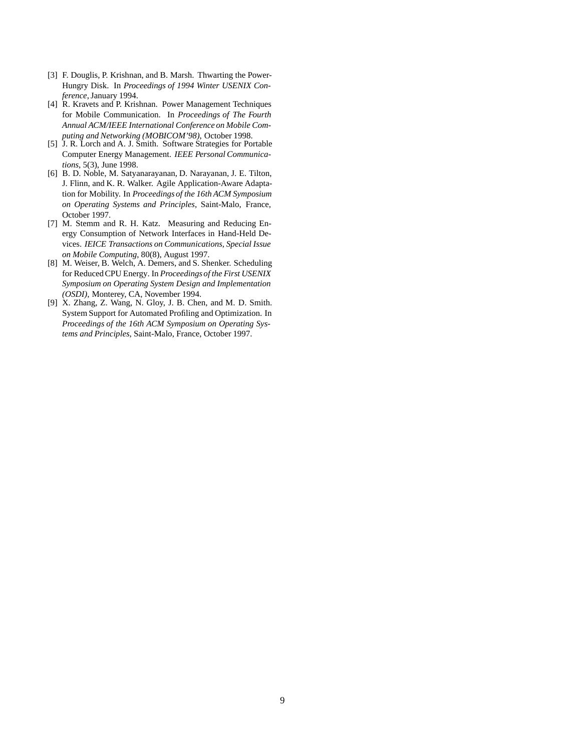[3] F. Douglis, P. Krishnan, and B. Marsh. Thwarting the Power-Hungry Disk. In *Proceedings of 1994 Winter USENIX Conference*, January 1994.

[4] R. Kravets and P. Krishnan. Power Management Techniques for Mobile Communication. In *Proceedings of The Fourth Annual ACM/IEEE International Conference on Mobile Computing and Networking (MOBICOM'98)*, October 1998.

[5] J. R. Lorch and A. J. Smith. Software Strategies for Portable Computer Energy Management. *IEEE Personal Communications*, 5(3), June 1998.

[6] B. D. Noble, M. Satyanarayanan, D. Narayanan, J. E. Tilton, J. Flinn, and K. R. Walker. Agile Application-Aware Adaptation for Mobility. In *Proceedings of the 16th ACM Symposium on Operating Systems and Principles*, Saint-Malo, France, October 1997.

[7] M. Stemm and R. H. Katz. Measuring and Reducing Energy Consumption of Network Interfaces in Hand-Held Devices. *IEICE Transactions on Communications, Special Issue on Mobile Computing*, 80(8), August 1997.

[8] M. Weiser, B. Welch, A. Demers, and S. Shenker. Scheduling for Reduced CPU Energy. In *Proceedings of the First USENIX Symposium on Operating System Design and Implementation (OSDI)*, Monterey, CA, November 1994.

[9] X. Zhang, Z. Wang, N. Gloy, J. B. Chen, and M. D. Smith. System Support for Automated Profiling and Optimization. In *Proceedings of the 16th ACM Symposium on Operating Systems and Principles*, Saint-Malo, France, October 1997.